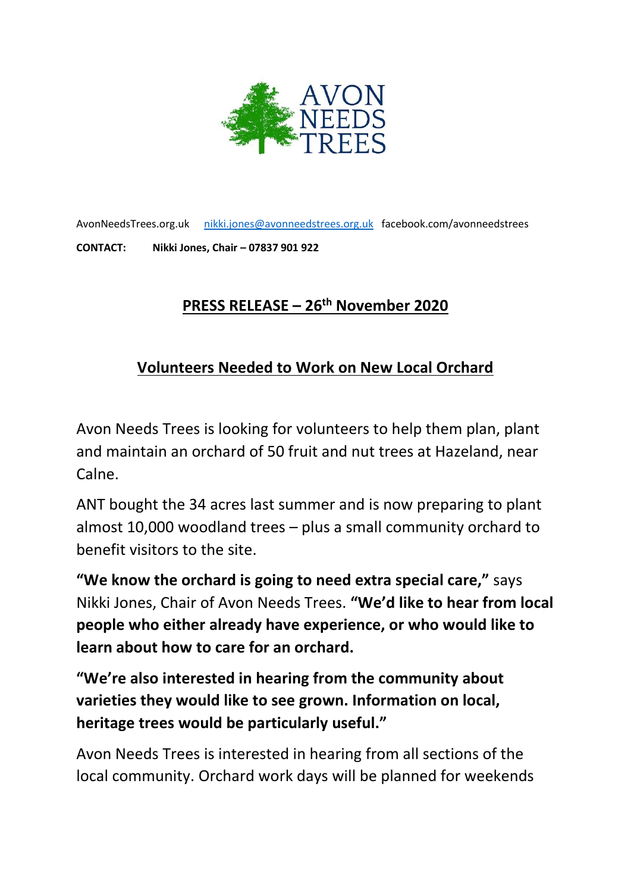AvonNeedsTrees.org.uk nikki.jones@avonneedstrees.org.uk facebook.com/avonneedstrees

**CONTACT:** **Nikki Jones, Chair – 07837 901 922**

## PRESS RELEASE – 26th November 2020

## Volunteers Needed to Work on New Local Orchard

Avon Needs Trees is looking for volunteers to help them plan, plant and maintain an orchard of 50 fruit and nut trees at Hazeland, near Calne.

ANT bought the 34 acres last summer and is now preparing to plant almost 10,000 woodland trees – plus a small community orchard to benefit visitors to the site.

**"We know the orchard is going to need extra special care,"** says Nikki Jones, Chair of Avon Needs Trees. **"We'd like to hear from local people who either already have experience, or who would like to learn about how to care for an orchard.**

**"We're also interested in hearing from the community about varieties they would like to see grown. Information on local, heritage trees would be particularly useful."**

Avon Needs Trees is interested in hearing from all sections of the local community. Orchard work days will be planned for weekends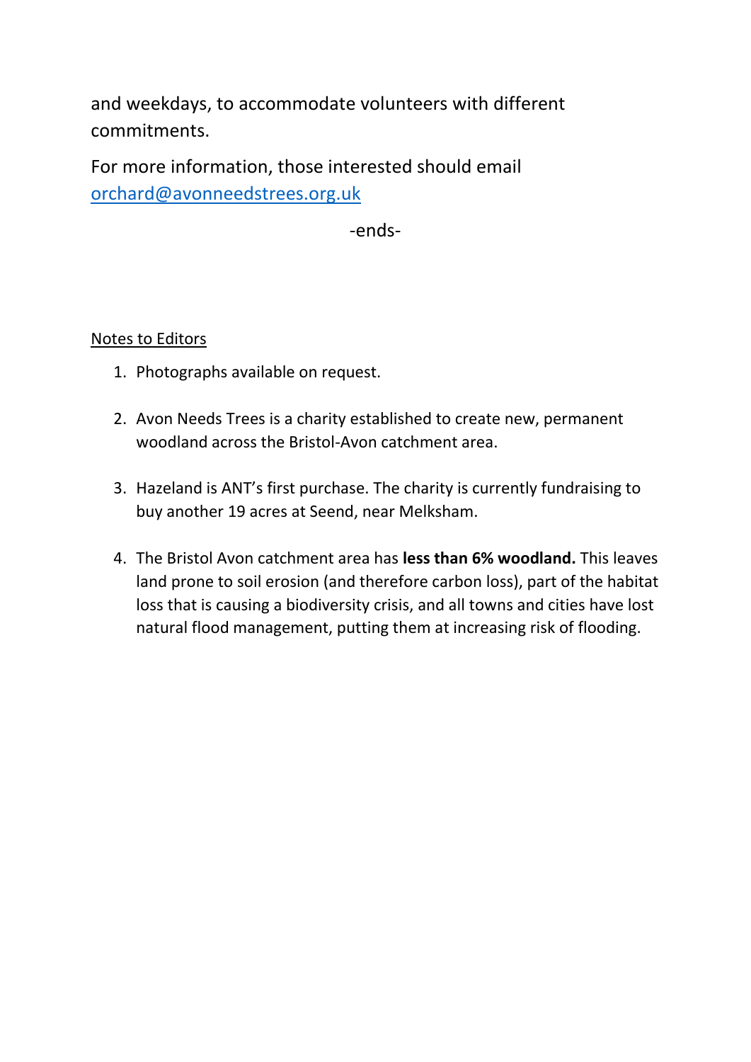and weekdays, to accommodate volunteers with different commitments.

For more information, those interested should email orchard@avonneedstrees.org.uk

-ends-

Notes to Editors

1. Photographs available on request.

2. Avon Needs Trees is a charity established to create new, permanent woodland across the Bristol-Avon catchment area.

3. Hazeland is ANT's first purchase. The charity is currently fundraising to buy another 19 acres at Seend, near Melksham.

4. The Bristol Avon catchment area has **less than 6% woodland.** This leaves land prone to soil erosion (and therefore carbon loss), part of the habitat loss that is causing a biodiversity crisis, and all towns and cities have lost natural flood management, putting them at increasing risk of flooding.